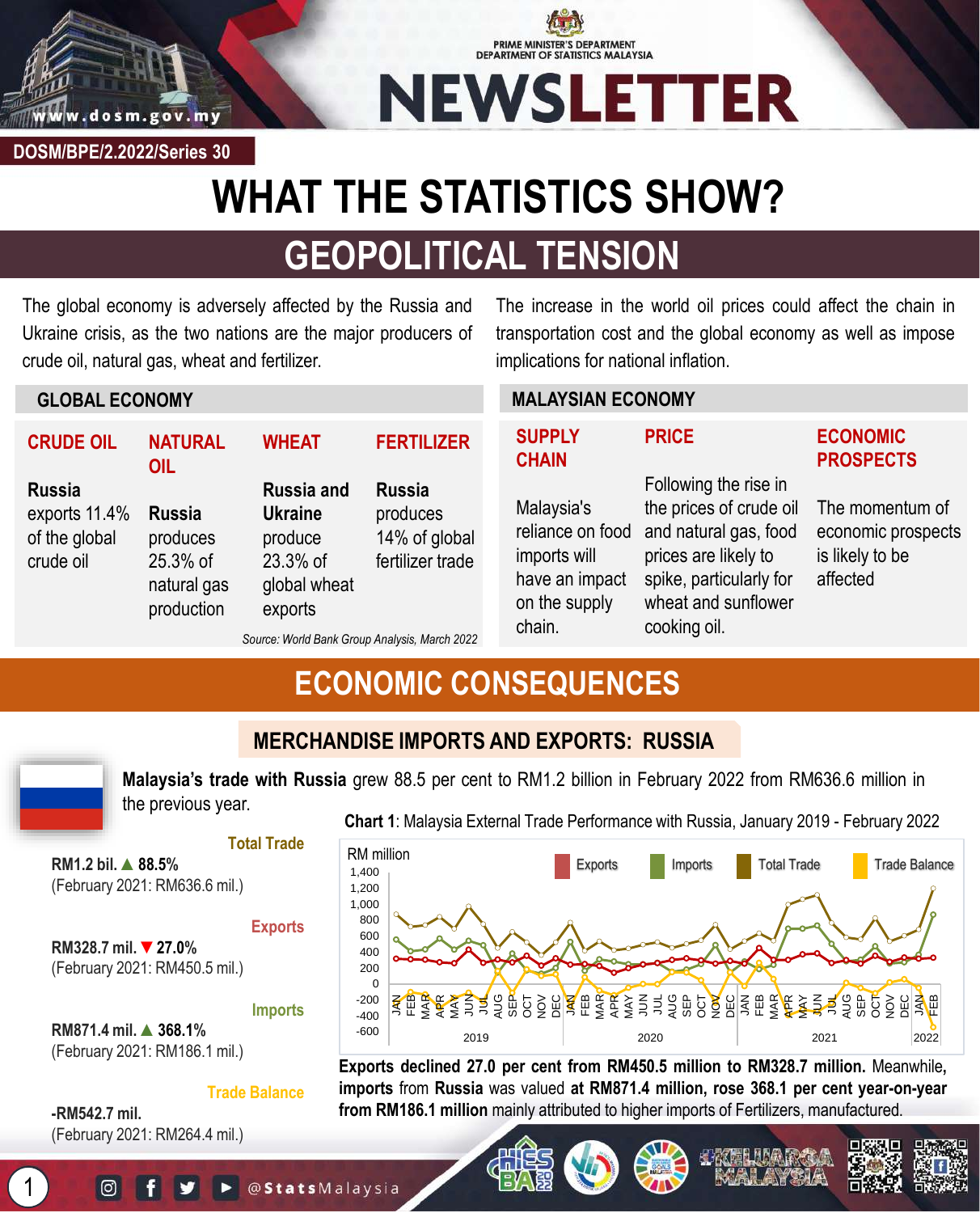PRIME MINISTER'S DEPARTMENT
DEPARTMENT OF STATISTICS MALAYSIA

# NEWSLETTER

DOSM/BPE/2.2022/Series 30

# WHAT THE STATISTICS SHOW?

## GEOPOLITICAL TENSION

The global economy is adversely affected by the Russia and Ukraine crisis, as the two nations are the major producers of crude oil, natural gas, wheat and fertilizer.

The increase in the world oil prices could affect the chain in transportation cost and the global economy as well as impose implications for national inflation.

### GLOBAL ECONOMY

**CRUDE OIL**

**Russia** exports 11.4% of the global crude oil

**NATURAL OIL**

**Russia** produces 25.3% of natural gas production

**WHEAT**

**Russia and Ukraine** produce 23.3% of global wheat exports

**FERTILIZER**

**Russia** produces 14% of global fertilizer trade

*Source: World Bank Group Analysis, March 2022*

### MALAYSIAN ECONOMY

**SUPPLY CHAIN**

Malaysia's reliance on food imports will have an impact on the supply chain.

**PRICE**

Following the rise in the prices of crude oil and natural gas, food prices are likely to spike, particularly for wheat and sunflower cooking oil.

**ECONOMIC PROSPECTS**

The momentum of economic prospects is likely to be affected

## ECONOMIC CONSEQUENCES

### MERCHANDISE IMPORTS AND EXPORTS: RUSSIA

**Malaysia's trade with Russia** grew 88.5 per cent to RM1.2 billion in February 2022 from RM636.6 million in the previous year.

**Total Trade**

**RM1.2 bil. ▲ 88.5%**
(February 2021: RM636.6 mil.)

**Exports**

**RM328.7 mil. ▼ 27.0%**
(February 2021: RM450.5 mil.)

**Imports**

**RM871.4 mil. ▲ 368.1%**
(February 2021: RM186.1 mil.)

**Trade Balance**

**-RM542.7 mil.**
(February 2021: RM264.4 mil.)

**Chart 1**: Malaysia External Trade Performance with Russia, January 2019 - February 2022

**Exports declined 27.0 per cent from RM450.5 million to RM328.7 million.** Meanwhile, **imports** from **Russia** was valued **at RM871.4 million, rose 368.1 per cent year-on-year from RM186.1 million** mainly attributed to higher imports of Fertilizers, manufactured.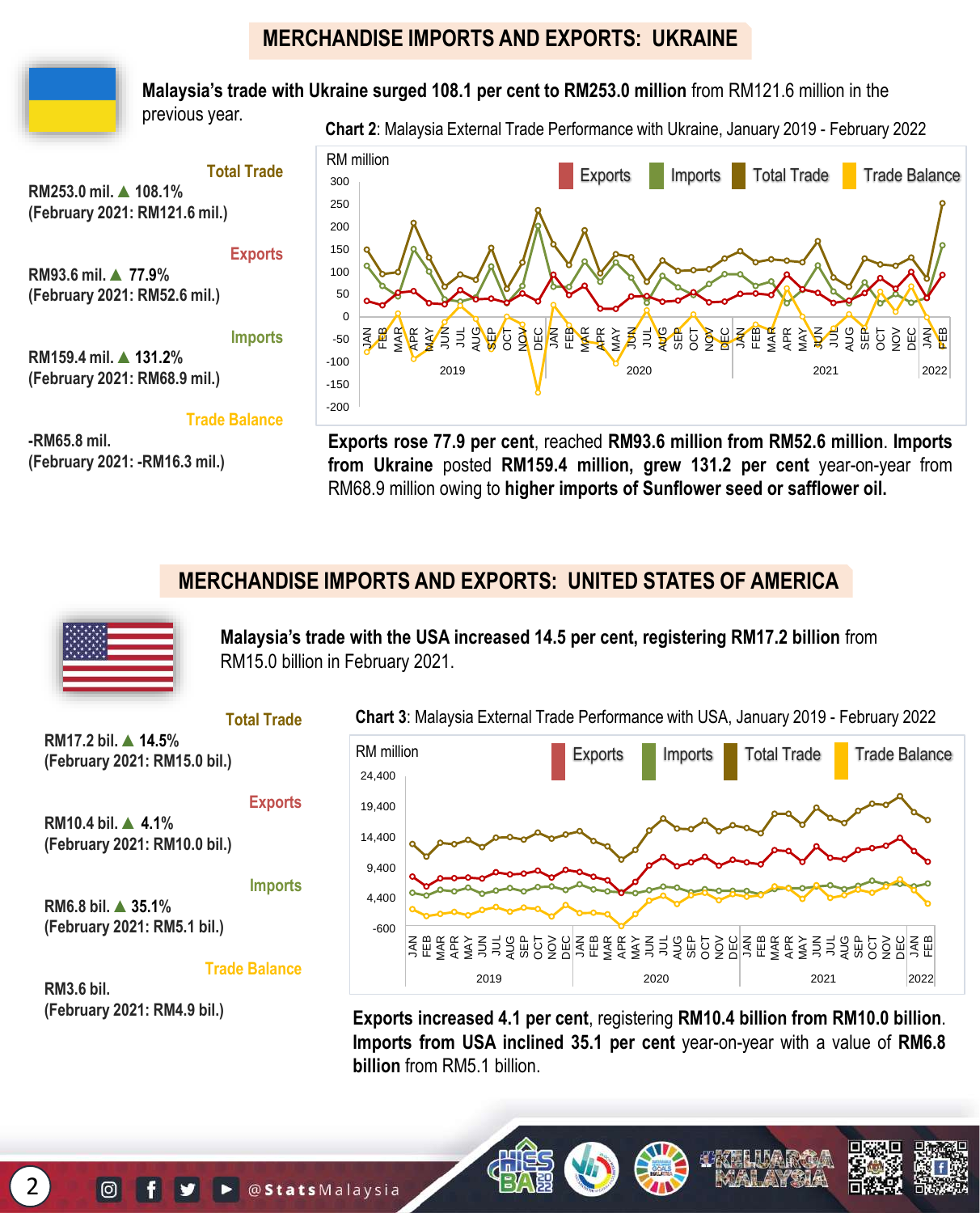## MERCHANDISE IMPORTS AND EXPORTS: UKRAINE

**Malaysia's trade with Ukraine surged 108.1 per cent to RM253.0 million** from RM121.6 million in the previous year.

**Total Trade**

**RM253.0 mil. ▲ 108.1%**
**(February 2021: RM121.6 mil.)**

**Exports**

**RM93.6 mil. ▲ 77.9%**
**(February 2021: RM52.6 mil.)**

**Imports**

**RM159.4 mil. ▲ 131.2%**
**(February 2021: RM68.9 mil.)**

**Trade Balance**

**-RM65.8 mil.**
**(February 2021: -RM16.3 mil.)**

**Chart 2**: Malaysia External Trade Performance with Ukraine, January 2019 - February 2022

**Exports rose 77.9 per cent**, reached **RM93.6 million from RM52.6 million**. **Imports from Ukraine** posted **RM159.4 million, grew 131.2 per cent** year-on-year from RM68.9 million owing to **higher imports of Sunflower seed or safflower oil.**

## MERCHANDISE IMPORTS AND EXPORTS: UNITED STATES OF AMERICA

**Malaysia's trade with the USA increased 14.5 per cent, registering RM17.2 billion** from RM15.0 billion in February 2021.

**Total Trade**

**RM17.2 bil. ▲ 14.5%**
**(February 2021: RM15.0 bil.)**

**Exports**

**RM10.4 bil. ▲ 4.1%**
**(February 2021: RM10.0 bil.)**

**Imports**

**RM6.8 bil. ▲ 35.1%**
**(February 2021: RM5.1 bil.)**

**Trade Balance**

**RM3.6 bil.**
**(February 2021: RM4.9 bil.)**

**Chart 3**: Malaysia External Trade Performance with USA, January 2019 - February 2022

**Exports increased 4.1 per cent**, registering **RM10.4 billion from RM10.0 billion**. **Imports from USA inclined 35.1 per cent** year-on-year with a value of **RM6.8 billion** from RM5.1 billion.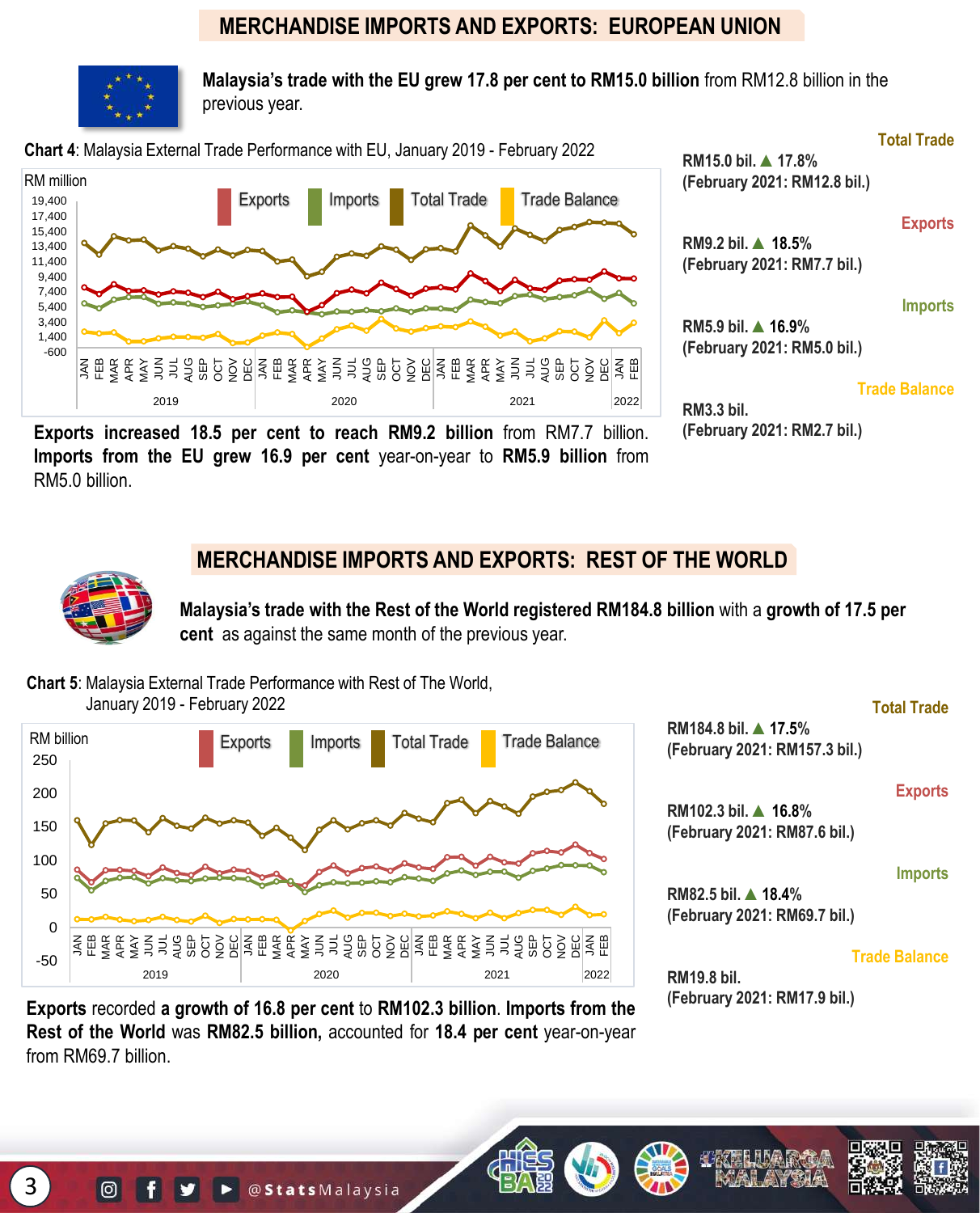## MERCHANDISE IMPORTS AND EXPORTS: EUROPEAN UNION

**Malaysia's trade with the EU grew 17.8 per cent to RM15.0 billion** from RM12.8 billion in the previous year.

**Chart 4**: Malaysia External Trade Performance with EU, January 2019 - February 2022

**Exports increased 18.5 per cent to reach RM9.2 billion** from RM7.7 billion. **Imports from the EU grew 16.9 per cent** year-on-year to **RM5.9 billion** from RM5.0 billion.

**Total Trade**

**RM15.0 bil. ▲ 17.8%**
**(February 2021: RM12.8 bil.)**

**Exports**

**RM9.2 bil. ▲ 18.5%**
**(February 2021: RM7.7 bil.)**

**Imports**

**RM5.9 bil. ▲ 16.9%**
**(February 2021: RM5.0 bil.)**

**Trade Balance**

**RM3.3 bil.**
**(February 2021: RM2.7 bil.)**

## MERCHANDISE IMPORTS AND EXPORTS: REST OF THE WORLD

**Malaysia's trade with the Rest of the World registered RM184.8 billion** with a **growth of 17.5 per cent** as against the same month of the previous year.

**Chart 5**: Malaysia External Trade Performance with Rest of The World, January 2019 - February 2022

**Exports** recorded **a growth of 16.8 per cent** to **RM102.3 billion**. **Imports from the Rest of the World** was **RM82.5 billion,** accounted for **18.4 per cent** year-on-year from RM69.7 billion.

**Total Trade**

**RM184.8 bil. ▲ 17.5%**
**(February 2021: RM157.3 bil.)**

**Exports**

**RM102.3 bil. ▲ 16.8%**
**(February 2021: RM87.6 bil.)**

**Imports**

**RM82.5 bil. ▲ 18.4%**
**(February 2021: RM69.7 bil.)**

**Trade Balance**

**RM19.8 bil.**
**(February 2021: RM17.9 bil.)**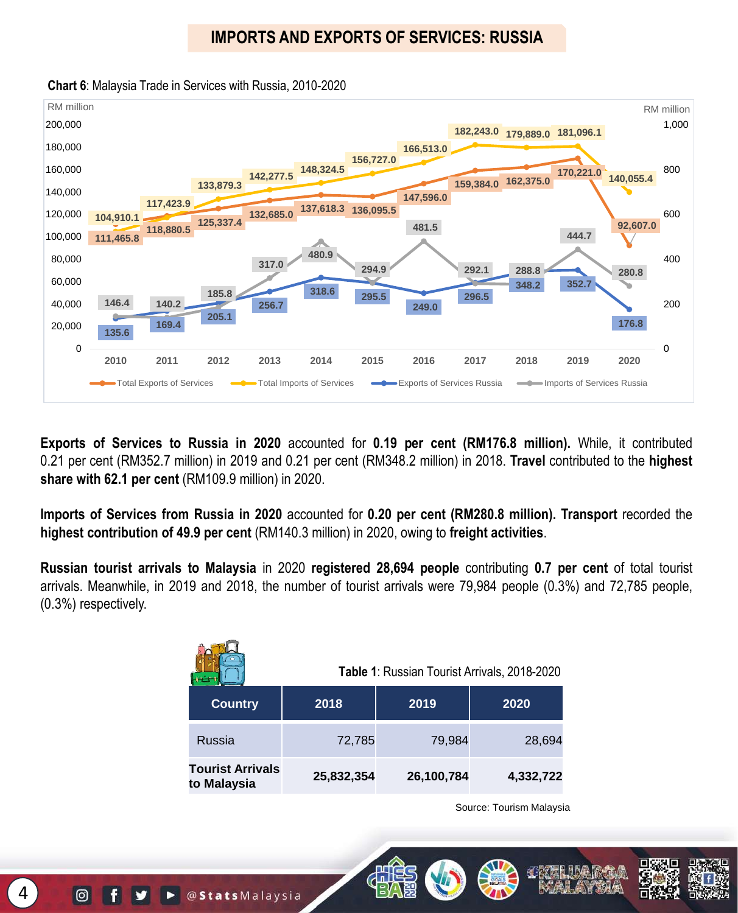# IMPORTS AND EXPORTS OF SERVICES: RUSSIA

**Chart 6**: Malaysia Trade in Services with Russia, 2010-2020

| Year | Total Exports of Services (RM million) | Total Imports of Services (RM million) | Exports of Services Russia (RM million) | Imports of Services Russia (RM million) |
|---|---|---|---|---|
| 2010 | 111,465.8 | 104,910.1 | 135.6 | 146.4 |
| 2011 | 118,880.5 | 117,423.9 | 169.4 | 140.2 |
| 2012 | 125,337.4 | 133,879.3 | 205.1 | 185.8 |
| 2013 | 132,685.0 | 142,277.5 | 256.7 | 317.0 |
| 2014 | 137,618.3 | 148,324.5 | 318.6 | 480.9 |
| 2015 | 136,095.5 | 156,727.0 | 295.5 | 294.9 |
| 2016 | 147,596.0 | 166,513.0 | 249.0 | 481.5 |
| 2017 | 159,384.0 | 182,243.0 | 296.5 | 292.1 |
| 2018 | 162,375.0 | 179,889.0 | 348.2 | 288.8 |
| 2019 | 170,221.0 | 181,096.1 | 352.7 | 444.7 |
| 2020 | 92,607.0 | 140,055.4 | 176.8 | 280.8 |

**Exports of Services to Russia in 2020** accounted for **0.19 per cent (RM176.8 million).** While, it contributed 0.21 per cent (RM352.7 million) in 2019 and 0.21 per cent (RM348.2 million) in 2018. **Travel** contributed to the **highest share with 62.1 per cent** (RM109.9 million) in 2020.

**Imports of Services from Russia in 2020** accounted for **0.20 per cent (RM280.8 million). Transport** recorded the **highest contribution of 49.9 per cent** (RM140.3 million) in 2020, owing to **freight activities**.

**Russian tourist arrivals to Malaysia** in 2020 **registered 28,694 people** contributing **0.7 per cent** of total tourist arrivals. Meanwhile, in 2019 and 2018, the number of tourist arrivals were 79,984 people (0.3%) and 72,785 people, (0.3%) respectively.

**Table 1**: Russian Tourist Arrivals, 2018-2020

| Country | 2018 | 2019 | 2020 |
|---|---|---|---|
| Russia | 72,785 | 79,984 | 28,694 |
| **Tourist Arrivals to Malaysia** | **25,832,354** | **26,100,784** | **4,332,722** |

Source: Tourism Malaysia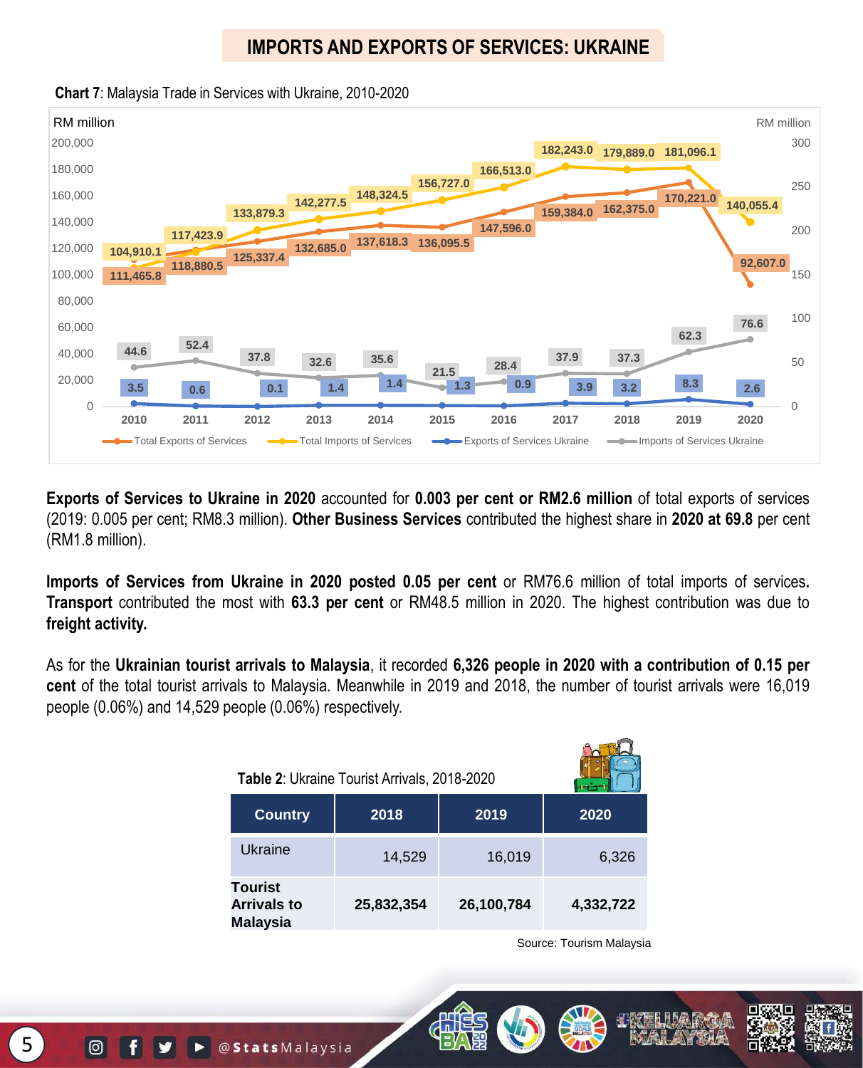## IMPORTS AND EXPORTS OF SERVICES: UKRAINE

**Chart 7**: Malaysia Trade in Services with Ukraine, 2010-2020

| Year | Total Exports of Services (RM million) | Total Imports of Services (RM million) | Exports of Services Ukraine (RM million) | Imports of Services Ukraine (RM million) |
|---|---|---|---|---|
| 2010 | 111,465.8 | 104,910.1 | 3.5 | 44.6 |
| 2011 | 118,880.5 | 117,423.9 | 0.6 | 52.4 |
| 2012 | 125,337.4 | 133,879.3 | 0.1 | 37.8 |
| 2013 | 132,685.0 | 142,277.5 | 1.4 | 32.6 |
| 2014 | 137,618.3 | 148,324.5 | 1.4 | 35.6 |
| 2015 | 136,095.5 | 156,727.0 | 1.3 | 21.5 |
| 2016 | 147,596.0 | 166,513.0 | 0.9 | 28.4 |
| 2017 | 159,384.0 | 182,243.0 | 3.9 | 37.9 |
| 2018 | 162,375.0 | 179,889.0 | 3.2 | 37.3 |
| 2019 | 170,221.0 | 181,096.1 | 8.3 | 62.3 |
| 2020 | 92,607.0 | 140,055.4 | 2.6 | 76.6 |

**Exports of Services to Ukraine in 2020** accounted for **0.003 per cent or RM2.6 million** of total exports of services (2019: 0.005 per cent; RM8.3 million). **Other Business Services** contributed the highest share in **2020 at 69.8** per cent (RM1.8 million).

**Imports of Services from Ukraine in 2020 posted 0.05 per cent** or RM76.6 million of total imports of services**. Transport** contributed the most with **63.3 per cent** or RM48.5 million in 2020. The highest contribution was due to **freight activity.**

As for the **Ukrainian tourist arrivals to Malaysia**, it recorded **6,326 people in 2020 with a contribution of 0.15 per cent** of the total tourist arrivals to Malaysia. Meanwhile in 2019 and 2018, the number of tourist arrivals were 16,019 people (0.06%) and 14,529 people (0.06%) respectively.

**Table 2**: Ukraine Tourist Arrivals, 2018-2020

| Country | 2018 | 2019 | 2020 |
|---|---|---|---|
| Ukraine | 14,529 | 16,019 | 6,326 |
| **Tourist Arrivals to Malaysia** | **25,832,354** | **26,100,784** | **4,332,722** |

Source: Tourism Malaysia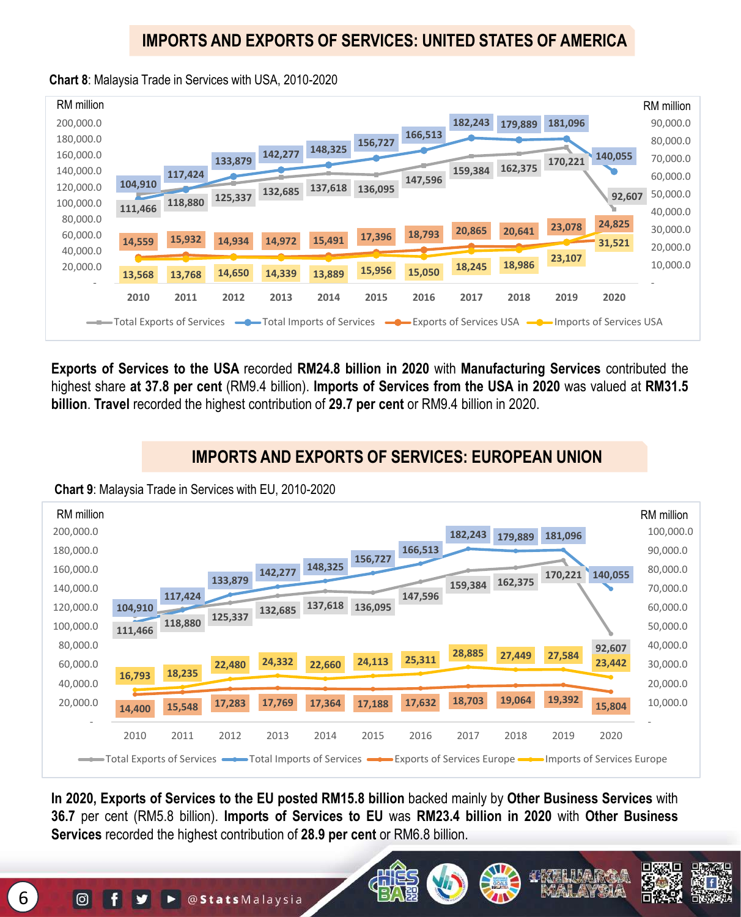## IMPORTS AND EXPORTS OF SERVICES: UNITED STATES OF AMERICA

**Chart 8**: Malaysia Trade in Services with USA, 2010-2020

| Year | Total Exports of Services (RM million) | Total Imports of Services (RM million) | Exports of Services USA (RM million) | Imports of Services USA (RM million) |
|---|---|---|---|---|
| 2010 | 111,466 | 104,910 | 14,559 | 13,568 |
| 2011 | 118,880 | 117,424 | 15,932 | 13,768 |
| 2012 | 125,337 | 133,879 | 14,934 | 14,650 |
| 2013 | 132,685 | 142,277 | 14,972 | 14,339 |
| 2014 | 137,618 | 148,325 | 15,491 | 13,889 |
| 2015 | 136,095 | 156,727 | 17,396 | 15,956 |
| 2016 | 147,596 | 166,513 | 18,793 | 15,050 |
| 2017 | 159,384 | 182,243 | 20,865 | 18,245 |
| 2018 | 162,375 | 179,889 | 20,641 | 18,986 |
| 2019 | 170,221 | 181,096 | 23,078 | 23,107 |
| 2020 | 92,607 | 140,055 | 24,825 | 31,521 |

**Exports of Services to the USA** recorded **RM24.8 billion in 2020** with **Manufacturing Services** contributed the highest share **at 37.8 per cent** (RM9.4 billion). **Imports of Services from the USA in 2020** was valued at **RM31.5 billion**. **Travel** recorded the highest contribution of **29.7 per cent** or RM9.4 billion in 2020.

## IMPORTS AND EXPORTS OF SERVICES: EUROPEAN UNION

**Chart 9**: Malaysia Trade in Services with EU, 2010-2020

| Year | Total Exports of Services (RM million) | Total Imports of Services (RM million) | Exports of Services Europe (RM million) | Imports of Services Europe (RM million) |
|---|---|---|---|---|
| 2010 | 111,466 | 104,910 | 14,400 | 16,793 |
| 2011 | 118,880 | 117,424 | 15,548 | 18,235 |
| 2012 | 125,337 | 133,879 | 17,283 | 22,480 |
| 2013 | 132,685 | 142,277 | 17,769 | 24,332 |
| 2014 | 137,618 | 148,325 | 17,364 | 22,660 |
| 2015 | 136,095 | 156,727 | 17,188 | 24,113 |
| 2016 | 147,596 | 166,513 | 17,632 | 25,311 |
| 2017 | 159,384 | 182,243 | 18,703 | 28,885 |
| 2018 | 162,375 | 179,889 | 19,064 | 27,449 |
| 2019 | 170,221 | 181,096 | 19,392 | 27,584 |
| 2020 | 92,607 | 140,055 | 15,804 | 23,442 |

**In 2020, Exports of Services to the EU posted RM15.8 billion** backed mainly by **Other Business Services** with **36.7** per cent (RM5.8 billion). **Imports of Services to EU** was **RM23.4 billion in 2020** with **Other Business Services** recorded the highest contribution of **28.9 per cent** or RM6.8 billion.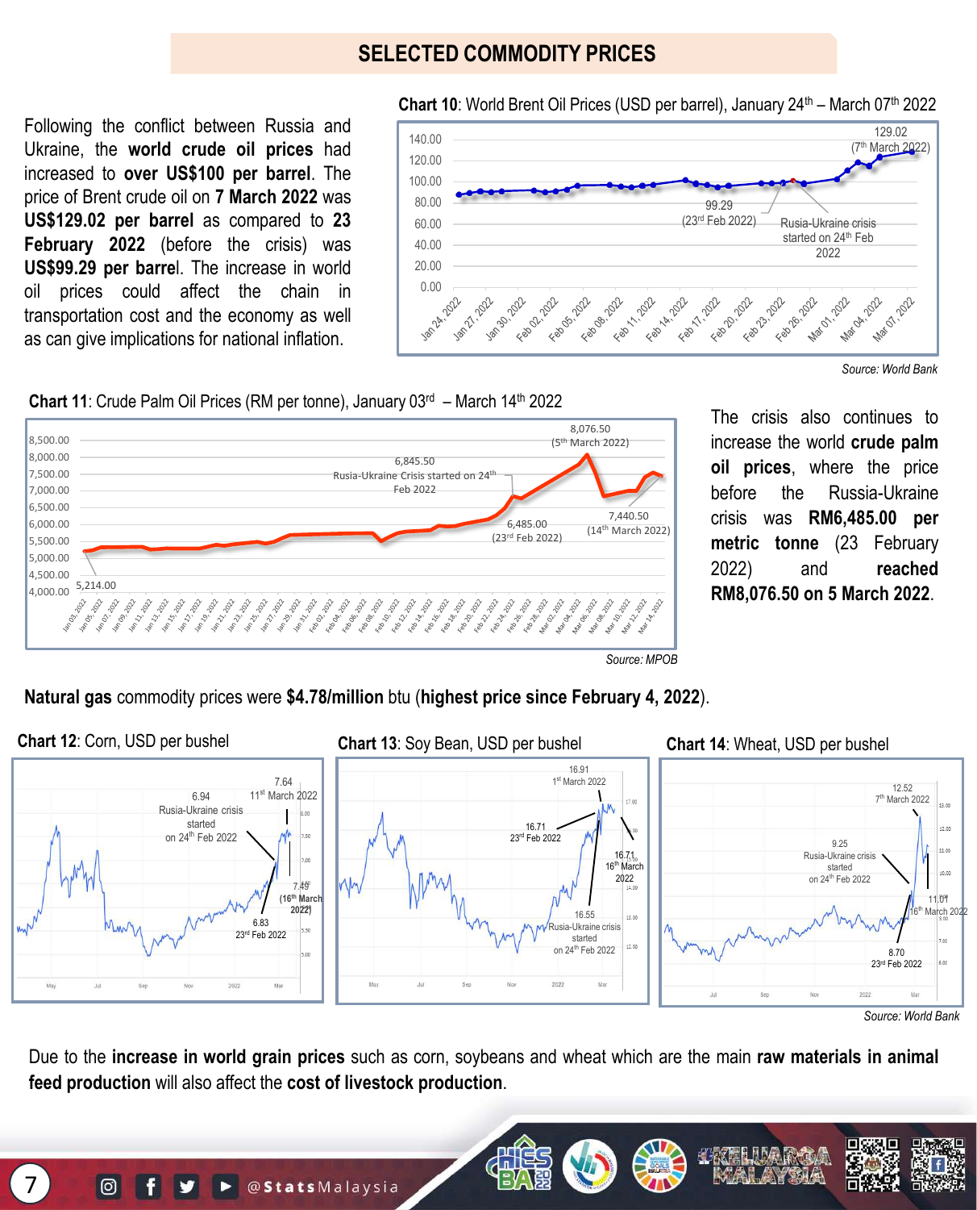## SELECTED COMMODITY PRICES

Following the conflict between Russia and Ukraine, the **world crude oil prices** had increased to **over US$100 per barrel**. The price of Brent crude oil on **7 March 2022** was **US$129.02 per barrel** as compared to **23 February 2022** (before the crisis) was **US$99.29 per barrel**. The increase in world oil prices could affect the chain in transportation cost and the economy as well as can give implications for national inflation.

**Chart 10**: World Brent Oil Prices (USD per barrel), January 24th – March 07th 2022

Source: World Bank

**Chart 11**: Crude Palm Oil Prices (RM per tonne), January 03rd – March 14th 2022

Source: MPOB

The crisis also continues to increase the world **crude palm oil prices**, where the price before the Russia-Ukraine crisis was **RM6,485.00 per metric tonne** (23 February 2022) and **reached RM8,076.50 on 5 March 2022**.

**Natural gas** commodity prices were **$4.78/million** btu (**highest price since February 4, 2022**).

**Chart 12**: Corn, USD per bushel

**Chart 13**: Soy Bean, USD per bushel

**Chart 14**: Wheat, USD per bushel

Source: World Bank

Due to the **increase in world grain prices** such as corn, soybeans and wheat which are the main **raw materials in animal feed production** will also affect the **cost of livestock production**.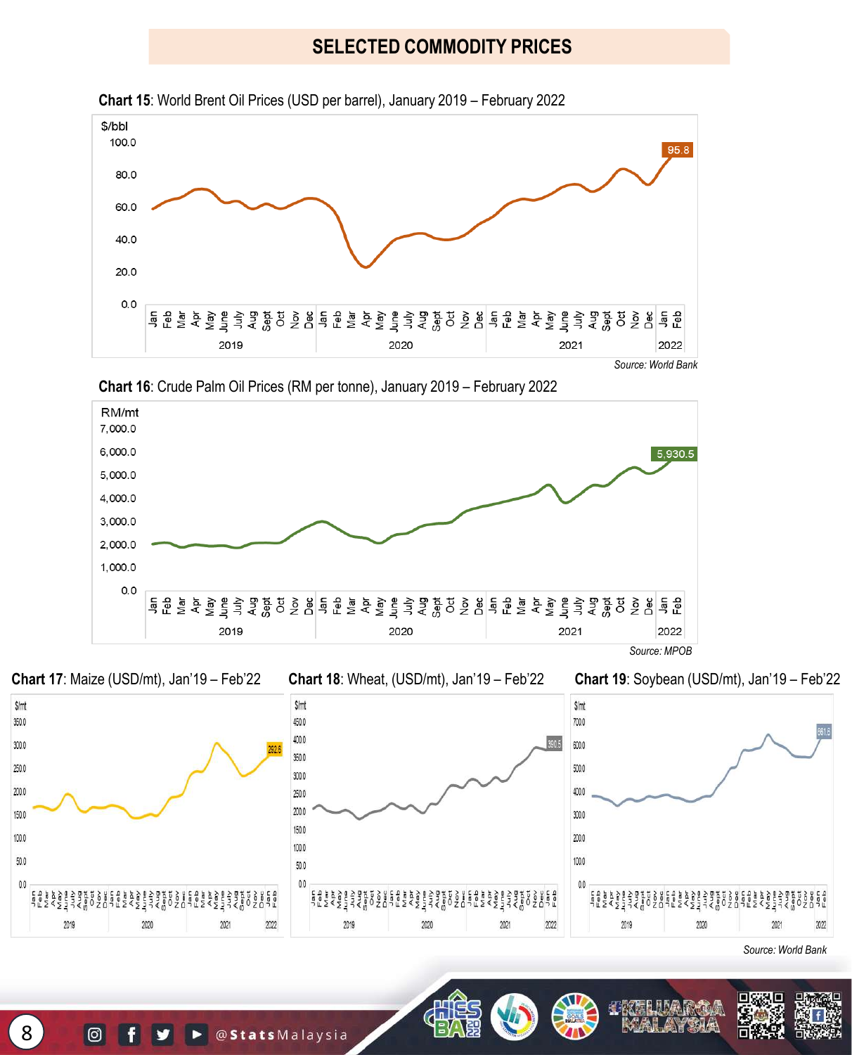# SELECTED COMMODITY PRICES

**Chart 15**: World Brent Oil Prices (USD per barrel), January 2019 – February 2022

$/bbl

100.0
80.0
60.0
40.0
20.0
0.0

95.8

Jan Feb Mar Apr May June July Aug Sept Oct Nov Dec Jan Feb Mar Apr May June July Aug Sept Oct Nov Dec Jan Feb Mar Apr May June July Aug Sept Oct Nov Dec Jan Feb

2019 2020 2021 2022

*Source: World Bank*

**Chart 16**: Crude Palm Oil Prices (RM per tonne), January 2019 – February 2022

RM/mt

7,000.0
6,000.0
5,000.0
4,000.0
3,000.0
2,000.0
1,000.0
0.0

5,930.5

Jan Feb Mar Apr May June July Aug Sept Oct Nov Dec Jan Feb Mar Apr May June July Aug Sept Oct Nov Dec Jan Feb Mar Apr May June July Aug Sept Oct Nov Dec Jan Feb

2019 2020 2021 2022

*Source: MPOB*

**Chart 17**: Maize (USD/mt), Jan'19 – Feb'22

$/mt

350.0
300.0
250.0
200.0
150.0
100.0
50.0
0.0

292.6

2019 2020 2021 2022

**Chart 18**: Wheat, (USD/mt), Jan'19 – Feb'22

$/mt

450.0
400.0
350.0
300.0
250.0
200.0
150.0
100.0
50.0
0.0

390.5

2019 2020 2021 2022

**Chart 19**: Soybean (USD/mt), Jan'19 – Feb'22

$/mt

700.0
600.0
500.0
400.0
300.0
200.0
100.0
0.0

661.6

2019 2020 2021 2022

*Source: World Bank*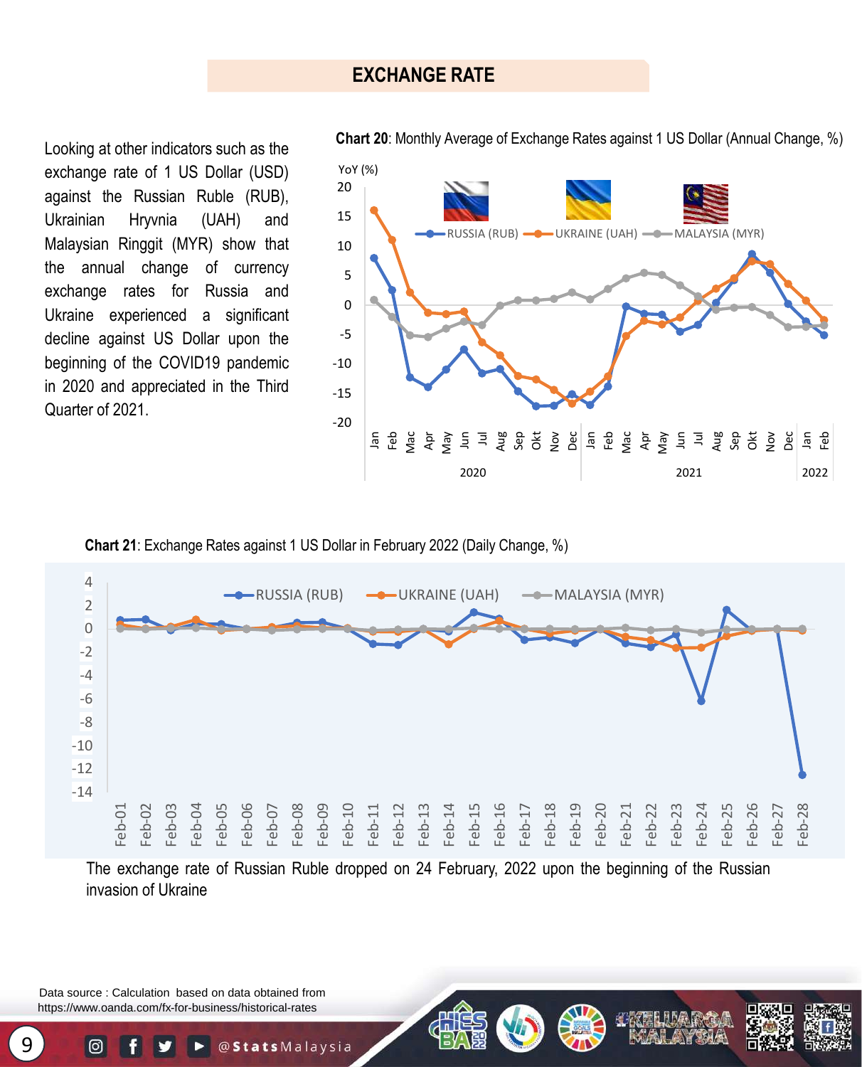## EXCHANGE RATE

Looking at other indicators such as the exchange rate of 1 US Dollar (USD) against the Russian Ruble (RUB), Ukrainian Hryvnia (UAH) and Malaysian Ringgit (MYR) show that the annual change of currency exchange rates for Russia and Ukraine experienced a significant decline against US Dollar upon the beginning of the COVID19 pandemic in 2020 and appreciated in the Third Quarter of 2021.

**Chart 20**: Monthly Average of Exchange Rates against 1 US Dollar (Annual Change, %)

**Chart 21**: Exchange Rates against 1 US Dollar in February 2022 (Daily Change, %)

The exchange rate of Russian Ruble dropped on 24 February, 2022 upon the beginning of the Russian invasion of Ukraine

Data source : Calculation based on data obtained from https://www.oanda.com/fx-for-business/historical-rates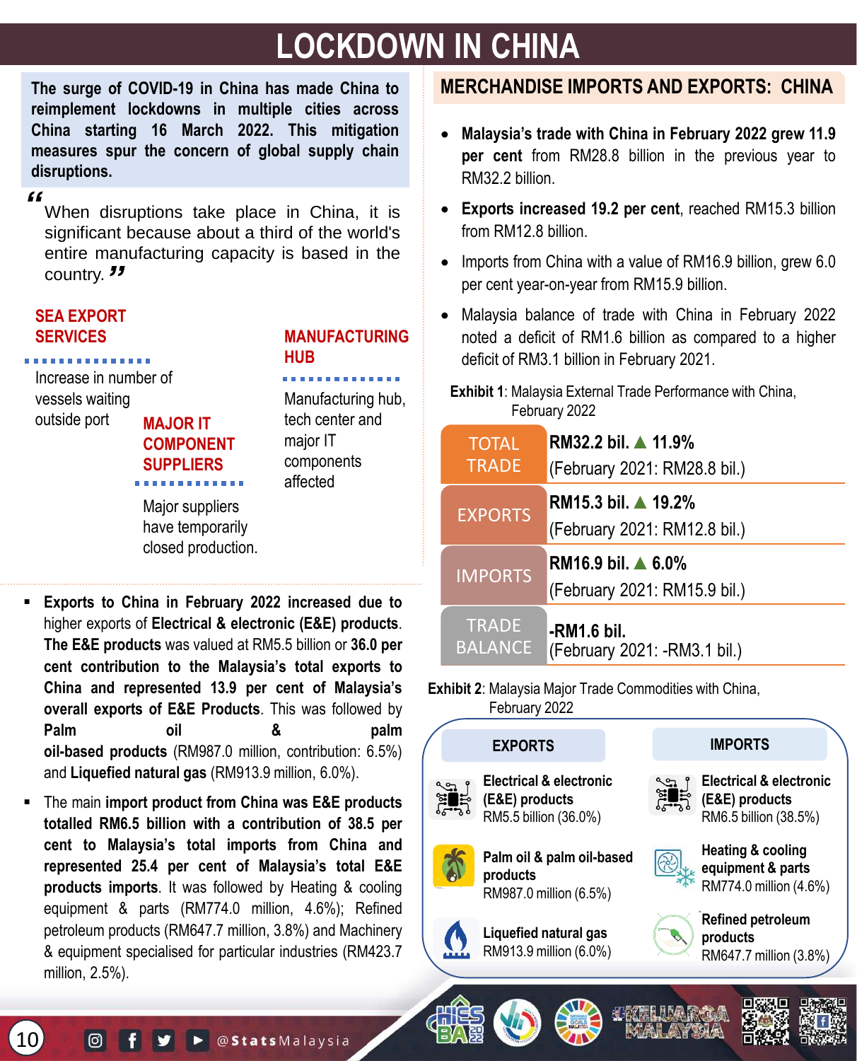# LOCKDOWN IN CHINA

**The surge of COVID-19 in China has made China to reimplement lockdowns in multiple cities across China starting 16 March 2022. This mitigation measures spur the concern of global supply chain disruptions.**

"When disruptions take place in China, it is significant because about a third of the world's entire manufacturing capacity is based in the country."

**SEA EXPORT SERVICES**

Increase in number of vessels waiting outside port

**MAJOR IT COMPONENT SUPPLIERS**

Major suppliers have temporarily closed production.

**MANUFACTURING HUB**

Manufacturing hub, tech center and major IT components affected

- **Exports to China in February 2022 increased due to** higher exports of **Electrical & electronic (E&E) products**. **The E&E products** was valued at RM5.5 billion or **36.0 per cent contribution to the Malaysia's total exports to China and represented 13.9 per cent of Malaysia's overall exports of E&E Products**. This was followed by **Palm oil & palm oil-based products** (RM987.0 million, contribution: 6.5%) and **Liquefied natural gas** (RM913.9 million, 6.0%).
- The main **import product from China was E&E products totalled RM6.5 billion with a contribution of 38.5 per cent to Malaysia's total imports from China and represented 25.4 per cent of Malaysia's total E&E products imports**. It was followed by Heating & cooling equipment & parts (RM774.0 million, 4.6%); Refined petroleum products (RM647.7 million, 3.8%) and Machinery & equipment specialised for particular industries (RM423.7 million, 2.5%).

## MERCHANDISE IMPORTS AND EXPORTS: CHINA

- **Malaysia's trade with China in February 2022 grew 11.9 per cent** from RM28.8 billion in the previous year to RM32.2 billion.
- **Exports increased 19.2 per cent**, reached RM15.3 billion from RM12.8 billion.
- Imports from China with a value of RM16.9 billion, grew 6.0 per cent year-on-year from RM15.9 billion.
- Malaysia balance of trade with China in February 2022 noted a deficit of RM1.6 billion as compared to a higher deficit of RM3.1 billion in February 2021.

**Exhibit 1**: Malaysia External Trade Performance with China, February 2022

| | |
|---|---|
| TOTAL TRADE | **RM32.2 bil. ▲ 11.9%** (February 2021: RM28.8 bil.) |
| EXPORTS | **RM15.3 bil. ▲ 19.2%** (February 2021: RM12.8 bil.) |
| IMPORTS | **RM16.9 bil. ▲ 6.0%** (February 2021: RM15.9 bil.) |
| TRADE BALANCE | **-RM1.6 bil.** (February 2021: -RM3.1 bil.) |

**Exhibit 2**: Malaysia Major Trade Commodities with China, February 2022

| EXPORTS | IMPORTS |
|---|---|
| **Electrical & electronic (E&E) products** RM5.5 billion (36.0%) | **Electrical & electronic (E&E) products** RM6.5 billion (38.5%) |
| **Palm oil & palm oil-based products** RM987.0 million (6.5%) | **Heating & cooling equipment & parts** RM774.0 million (4.6%) |
| **Liquefied natural gas** RM913.9 million (6.0%) | **Refined petroleum products** RM647.7 million (3.8%) |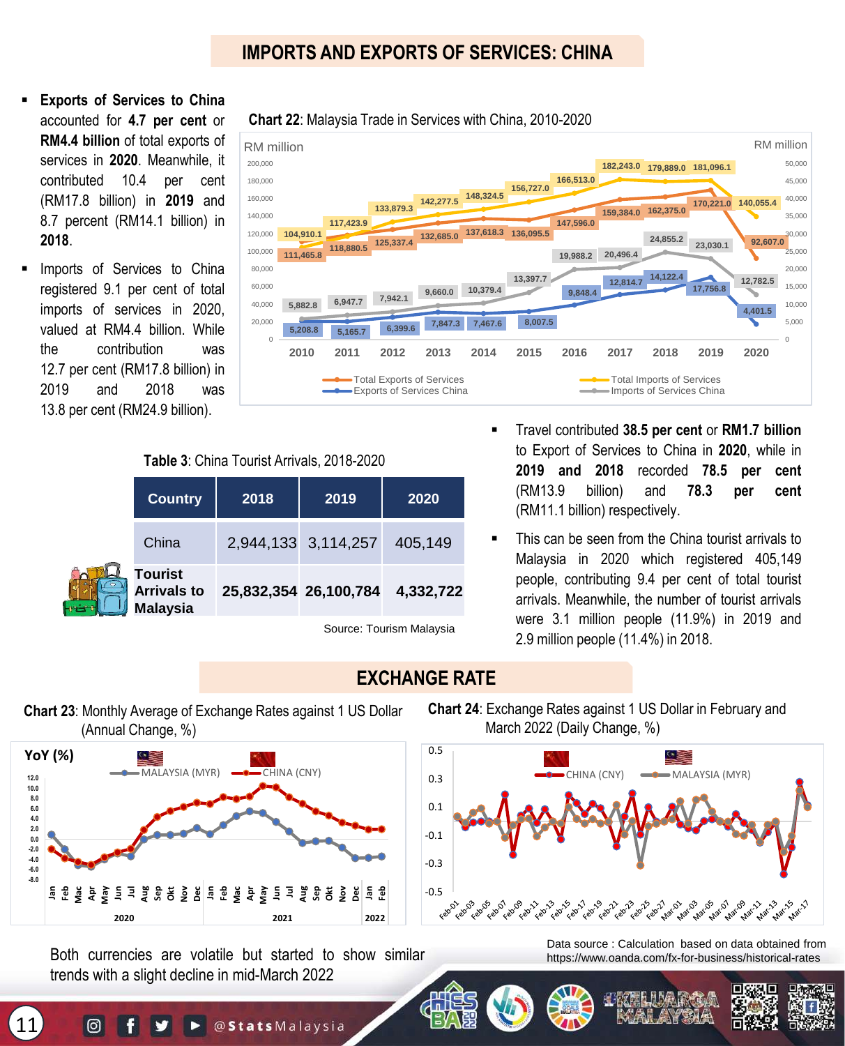# IMPORTS AND EXPORTS OF SERVICES: CHINA

- **Exports of Services to China** accounted for **4.7 per cent** or **RM4.4 billion** of total exports of services in **2020**. Meanwhile, it contributed 10.4 per cent (RM17.8 billion) in **2019** and 8.7 percent (RM14.1 billion) in **2018**.
- Imports of Services to China registered 9.1 per cent of total imports of services in 2020, valued at RM4.4 billion. While the contribution was 12.7 per cent (RM17.8 billion) in 2019 and 2018 was 13.8 per cent (RM24.9 billion).

**Chart 22**: Malaysia Trade in Services with China, 2010-2020

| Year | Total Exports of Services (RM million) | Total Imports of Services (RM million) | Exports of Services China (RM million) | Imports of Services China (RM million) |
|---|---|---|---|---|
| 2010 | 111,465.8 | 104,910.1 | 5,208.8 | 5,882.8 |
| 2011 | 118,880.5 | 117,423.9 | 5,165.7 | 6,947.7 |
| 2012 | 125,337.4 | 133,879.3 | 6,399.6 | 7,942.1 |
| 2013 | 132,685.0 | 142,277.5 | 7,847.3 | 9,660.0 |
| 2014 | 137,618.3 | 148,324.5 | 7,467.6 | 10,379.4 |
| 2015 | 136,095.5 | 156,727.0 | 8,007.5 | 13,397.7 |
| 2016 | 147,596.0 | 166,513.0 | 9,848.4 | 19,988.2 |
| 2017 | 159,384.0 | 182,243.0 | 12,814.7 | 20,496.4 |
| 2018 | 162,375.0 | 179,889.0 | 14,122.4 | 24,855.2 |
| 2019 | 170,221.0 | 181,096.1 | 17,756.8 | 23,030.1 |
| 2020 | 92,607.0 | 140,055.4 | 4,401.5 | 12,782.5 |

**Table 3**: China Tourist Arrivals, 2018-2020

| Country | 2018 | 2019 | 2020 |
|---|---|---|---|
| China | 2,944,133 | 3,114,257 | 405,149 |
| **Tourist Arrivals to Malaysia** | **25,832,354** | **26,100,784** | **4,332,722** |

Source: Tourism Malaysia

- Travel contributed **38.5 per cent** or **RM1.7 billion** to Export of Services to China in **2020**, while in **2019 and 2018** recorded **78.5 per cent** (RM13.9 billion) and **78.3 per cent** (RM11.1 billion) respectively.
- This can be seen from the China tourist arrivals to Malaysia in 2020 which registered 405,149 people, contributing 9.4 per cent of total tourist arrivals. Meanwhile, the number of tourist arrivals were 3.1 million people (11.9%) in 2019 and 2.9 million people (11.4%) in 2018.

# EXCHANGE RATE

**Chart 23**: Monthly Average of Exchange Rates against 1 US Dollar (Annual Change, %)

**Chart 24**: Exchange Rates against 1 US Dollar in February and March 2022 (Daily Change, %)

Data source : Calculation based on data obtained from https://www.oanda.com/fx-for-business/historical-rates

Both currencies are volatile but started to show similar trends with a slight decline in mid-March 2022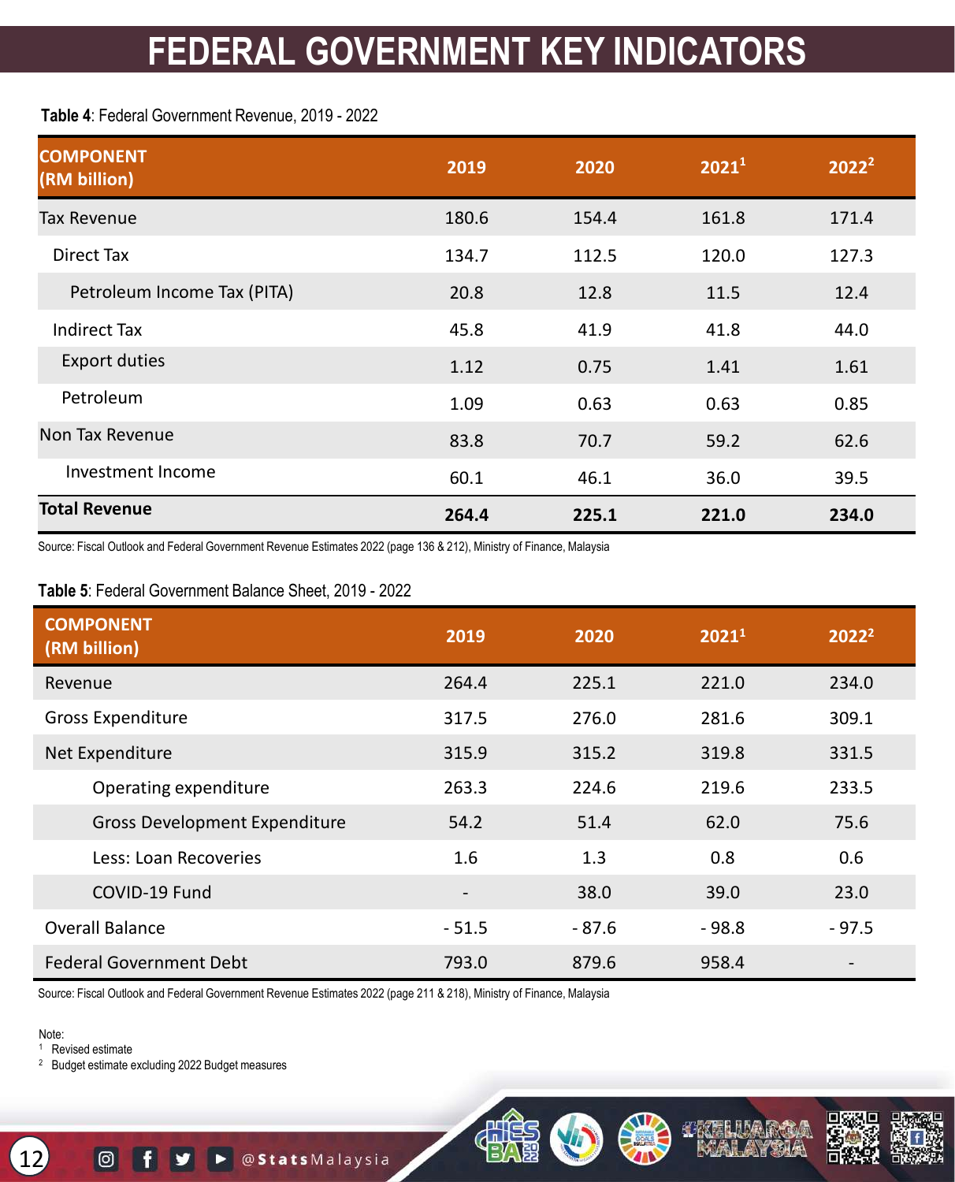# FEDERAL GOVERNMENT KEY INDICATORS

**Table 4**: Federal Government Revenue, 2019 - 2022

| COMPONENT (RM billion) | 2019 | 2020 | 2021[1] | 2022[2] |
|---|---|---|---|---|
| Tax Revenue | 180.6 | 154.4 | 161.8 | 171.4 |
| Direct Tax | 134.7 | 112.5 | 120.0 | 127.3 |
| Petroleum Income Tax (PITA) | 20.8 | 12.8 | 11.5 | 12.4 |
| Indirect Tax | 45.8 | 41.9 | 41.8 | 44.0 |
| Export duties | 1.12 | 0.75 | 1.41 | 1.61 |
| Petroleum | 1.09 | 0.63 | 0.63 | 0.85 |
| Non Tax Revenue | 83.8 | 70.7 | 59.2 | 62.6 |
| Investment Income | 60.1 | 46.1 | 36.0 | 39.5 |
| **Total Revenue** | **264.4** | **225.1** | **221.0** | **234.0** |

Source: Fiscal Outlook and Federal Government Revenue Estimates 2022 (page 136 & 212), Ministry of Finance, Malaysia

**Table 5**: Federal Government Balance Sheet, 2019 - 2022

| COMPONENT (RM billion) | 2019 | 2020 | 2021[1] | 2022[2] |
|---|---|---|---|---|
| Revenue | 264.4 | 225.1 | 221.0 | 234.0 |
| Gross Expenditure | 317.5 | 276.0 | 281.6 | 309.1 |
| Net Expenditure | 315.9 | 315.2 | 319.8 | 331.5 |
| Operating expenditure | 263.3 | 224.6 | 219.6 | 233.5 |
| Gross Development Expenditure | 54.2 | 51.4 | 62.0 | 75.6 |
| Less: Loan Recoveries | 1.6 | 1.3 | 0.8 | 0.6 |
| COVID-19 Fund | - | 38.0 | 39.0 | 23.0 |
| Overall Balance | - 51.5 | - 87.6 | - 98.8 | - 97.5 |
| Federal Government Debt | 793.0 | 879.6 | 958.4 | - |

Source: Fiscal Outlook and Federal Government Revenue Estimates 2022 (page 211 & 218), Ministry of Finance, Malaysia

Note:
[1] Revised estimate
[2] Budget estimate excluding 2022 Budget measures